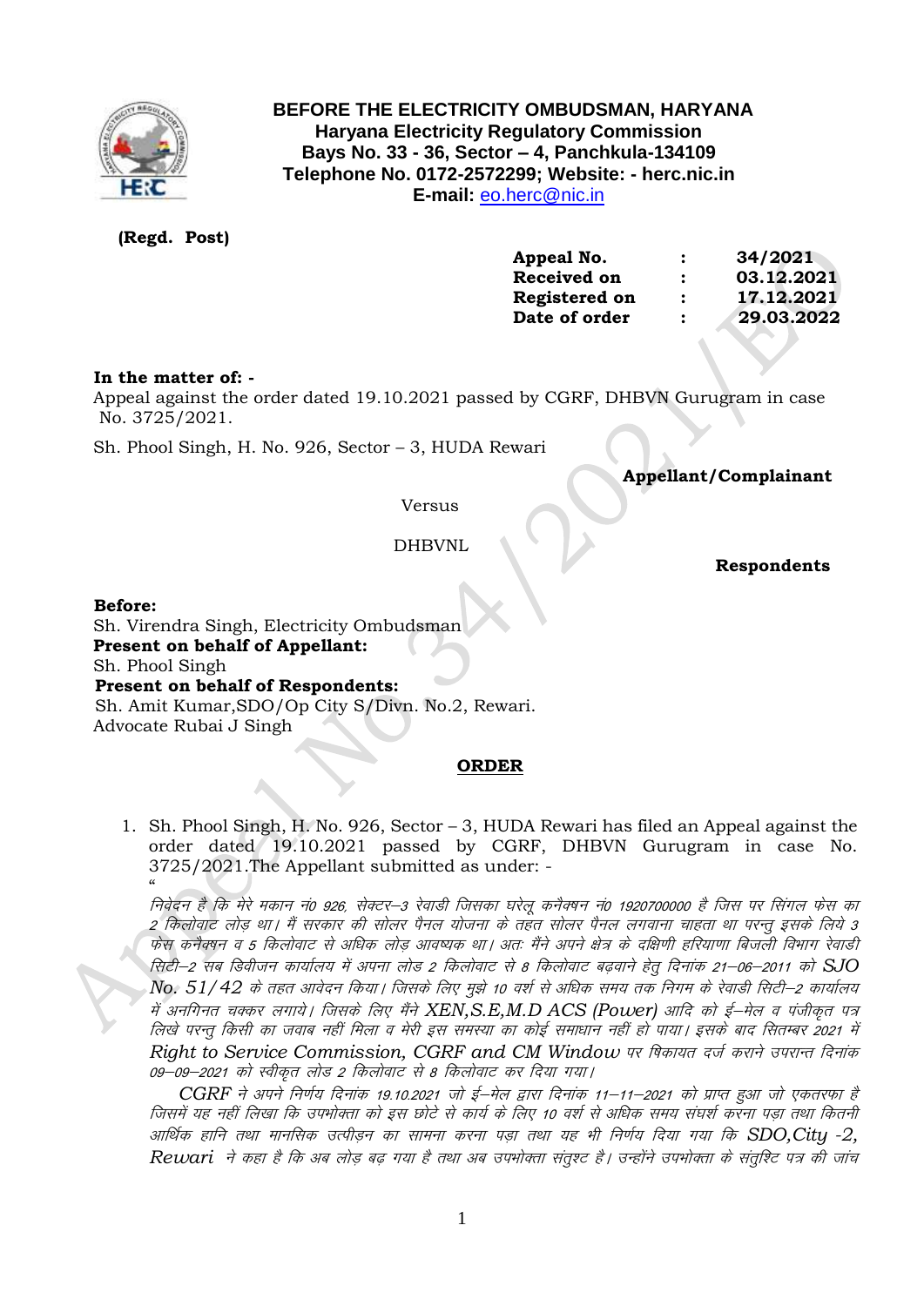# BEFORE THE ELECTRICITY OMBUDSMAN, HARYANA

**Haryana Electricity Regulatory Commission**
**Bays No. 33 - 36, Sector – 4, Panchkula-134109**
**Telephone No. 0172-2572299; Website: - herc.nic.in**
**E-mail:** eo.herc@nic.in

**(Regd. Post)**

| | | |
|---|---|---|
| **Appeal No.** | : | **34/2021** |
| **Received on** | : | **03.12.2021** |
| **Registered on** | : | **17.12.2021** |
| **Date of order** | : | **29.03.2022** |

**In the matter of: -**

Appeal against the order dated 19.10.2021 passed by CGRF, DHBVN Gurugram in case No. 3725/2021.

Sh. Phool Singh, H. No. 926, Sector – 3, HUDA Rewari

**Appellant/Complainant**

Versus

DHBVNL

**Respondents**

**Before:**
Sh. Virendra Singh, Electricity Ombudsman
**Present on behalf of Appellant:**
Sh. Phool Singh
**Present on behalf of Respondents:**
Sh. Amit Kumar,SDO/Op City S/Divn. No.2, Rewari.
Advocate Rubai J Singh

## ORDER

1. Sh. Phool Singh, H. No. 926, Sector – 3, HUDA Rewari has filed an Appeal against the order dated 19.10.2021 passed by CGRF, DHBVN Gurugram in case No. 3725/2021.The Appellant submitted as under: -

"

*निवेदन है कि मेरे मकान नं0 926, सेक्टर–3 रेवाडी जिसका घरेलू कनैक्षन नं0 1920700000 है जिस पर सिंगल फेस का 2 किलोवाट लोड़ था। मैं सरकार की सोलर पैनल योजना के तहत सोलर पैनल लगवाना चाहता था परन्तु इसके लिये 3 फेस कनैक्षन व 5 किलोवाट से अधिक लोड़ आवष्यक था। अतः मैंने अपने क्षेत्र के दक्षिणी हरियाणा बिजली विभाग रेवाडी सिटी–2 सब डिवीजन कार्यालय में अपना लोड 2 किलोवाट से 8 किलोवाट बढ़वाने हेतु दिनांक 21–06–2011 को SJO No. 51/42 के तहत आवेदन किया। जिसके लिए मुझे 10 वर्श से अधिक समय तक निगम के रेवाडी सिटी–2 कार्यालय में अनगिनत चक्कर लगाये। जिसके लिए मैंने XEN,S.E,M.D ACS (Power) आदि को ई–मेल व पंजीकृत पत्र लिखे परन्तु किसी का जवाब नहीं मिला व मेरी इस समस्या का कोई समाधान नहीं हो पाया। इसके बाद सितम्बर 2021 में Right to Service Commission, CGRF and CM Window पर षिकायत दर्ज कराने उपरान्त दिनांक 09–09–2021 को स्वीकृत लोड 2 किलोवाट से 8 किलोवाट कर दिया गया।*

*CGRF ने अपने निर्णय दिनांक 19.10.2021 जो ई–मेल द्वारा दिनांक 11–11–2021 को प्राप्त हुआ जो एकतरफा है जिसमें यह नहीं लिखा कि उपभोक्ता को इस छोटे से कार्य के लिए 10 वर्श से अधिक समय संघर्श करना पड़ा तथा कितनी आर्थिक हानि तथा मानसिक उत्पीड़न का सामना करना पड़ा तथा यह भी निर्णय दिया गया कि SDO,City -2, Rewari ने कहा है कि अब लोड़ बढ़ गया है तथा अब उपभोक्ता संतुश्ट है। उन्होंने उपभोक्ता के संतुश्टि पत्र की जांच*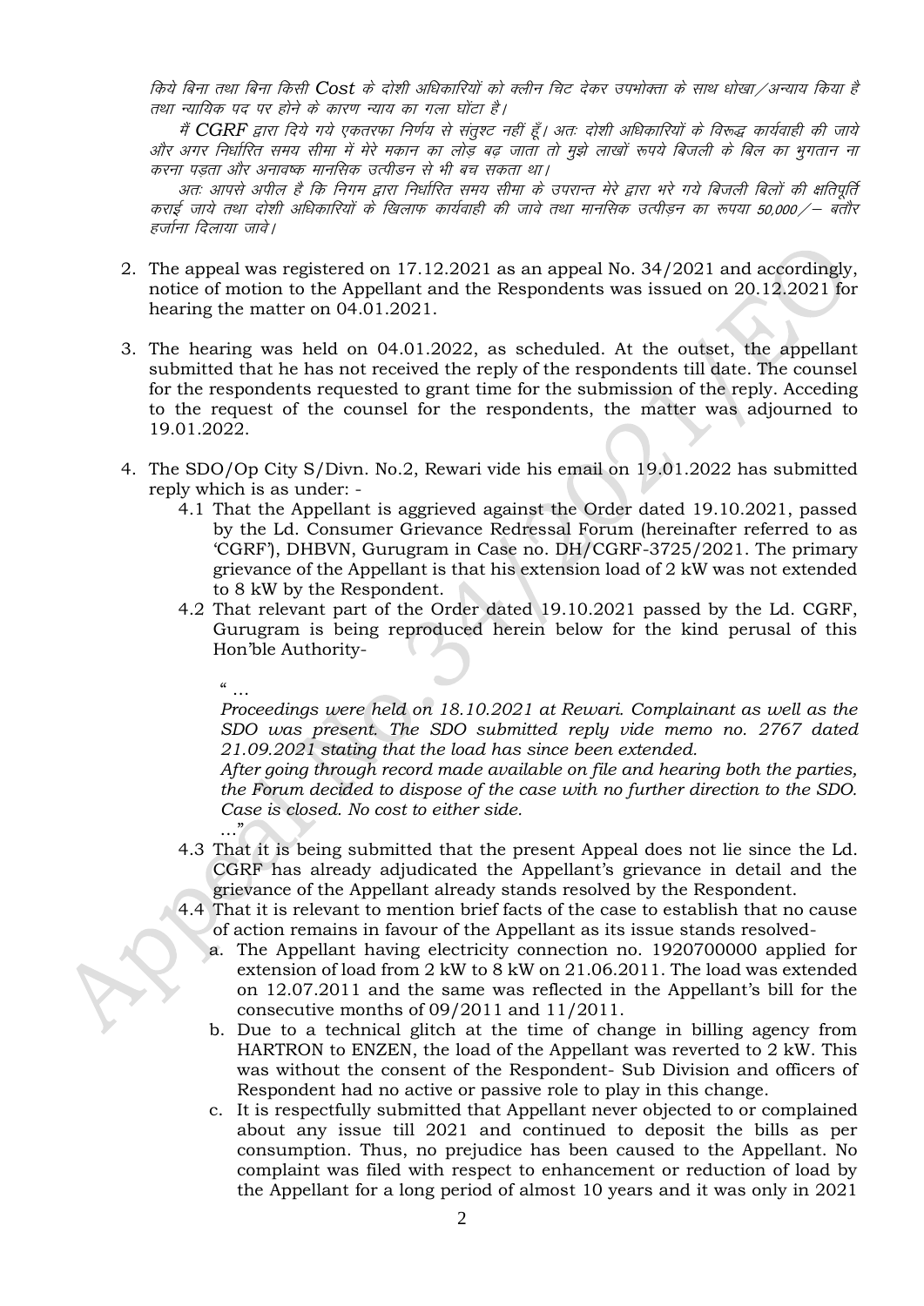*किये बिना तथा बिना किसी Cost के दोशी अधिकारियों को क्लीन चिट देकर उपभोक्ता के साथ धोखा/अन्याय किया है तथा न्यायिक पद पर होने के कारण न्याय का गला घोंटा है।*

*मैं CGRF द्वारा दिये गये एकतरफा निर्णय से संतुश्ट नहीं हूँ। अतः दोशी अधिकारियों के विरूद्ध कार्यवाही की जाये और अगर निर्धारित समय सीमा में मेरे मकान का लोड़ बढ़ जाता तो मुझे लाखों रूपये बिजली के बिल का भुगतान ना करना पड़ता और अनावष्क मानसिक उत्पीडन से भी बच सकता था।*

*अतः आपसे अपील है कि निगम द्वारा निर्धारित समय सीमा के उपरान्त मेरे द्वारा भरे गये बिजली बिलों की क्षतिपूर्ति कराई जाये तथा दोशी अधिकारियों के खिलाफ कार्यवाही की जावे तथा मानसिक उत्पीड़न का रूपया 50,000/– बतौर हर्जाना दिलाया जावे।*

2. The appeal was registered on 17.12.2021 as an appeal No. 34/2021 and accordingly, notice of motion to the Appellant and the Respondents was issued on 20.12.2021 for hearing the matter on 04.01.2021.

3. The hearing was held on 04.01.2022, as scheduled. At the outset, the appellant submitted that he has not received the reply of the respondents till date. The counsel for the respondents requested to grant time for the submission of the reply. Acceding to the request of the counsel for the respondents, the matter was adjourned to 19.01.2022.

4. The SDO/Op City S/Divn. No.2, Rewari vide his email on 19.01.2022 has submitted reply which is as under: -
   4.1 That the Appellant is aggrieved against the Order dated 19.10.2021, passed by the Ld. Consumer Grievance Redressal Forum (hereinafter referred to as 'CGRF'), DHBVN, Gurugram in Case no. DH/CGRF-3725/2021. The primary grievance of the Appellant is that his extension load of 2 kW was not extended to 8 kW by the Respondent.
   4.2 That relevant part of the Order dated 19.10.2021 passed by the Ld. CGRF, Gurugram is being reproduced herein below for the kind perusal of this Hon'ble Authority-

   *" …*

   *Proceedings were held on 18.10.2021 at Rewari. Complainant as well as the SDO was present. The SDO submitted reply vide memo no. 2767 dated 21.09.2021 stating that the load has since been extended.*

   *After going through record made available on file and hearing both the parties, the Forum decided to dispose of the case with no further direction to the SDO. Case is closed. No cost to either side.*

   *…"*

   4.3 That it is being submitted that the present Appeal does not lie since the Ld. CGRF has already adjudicated the Appellant's grievance in detail and the grievance of the Appellant already stands resolved by the Respondent.
   4.4 That it is relevant to mention brief facts of the case to establish that no cause of action remains in favour of the Appellant as its issue stands resolved-
      a. The Appellant having electricity connection no. 1920700000 applied for extension of load from 2 kW to 8 kW on 21.06.2011. The load was extended on 12.07.2011 and the same was reflected in the Appellant's bill for the consecutive months of 09/2011 and 11/2011.
      b. Due to a technical glitch at the time of change in billing agency from HARTRON to ENZEN, the load of the Appellant was reverted to 2 kW. This was without the consent of the Respondent- Sub Division and officers of Respondent had no active or passive role to play in this change.
      c. It is respectfully submitted that Appellant never objected to or complained about any issue till 2021 and continued to deposit the bills as per consumption. Thus, no prejudice has been caused to the Appellant. No complaint was filed with respect to enhancement or reduction of load by the Appellant for a long period of almost 10 years and it was only in 2021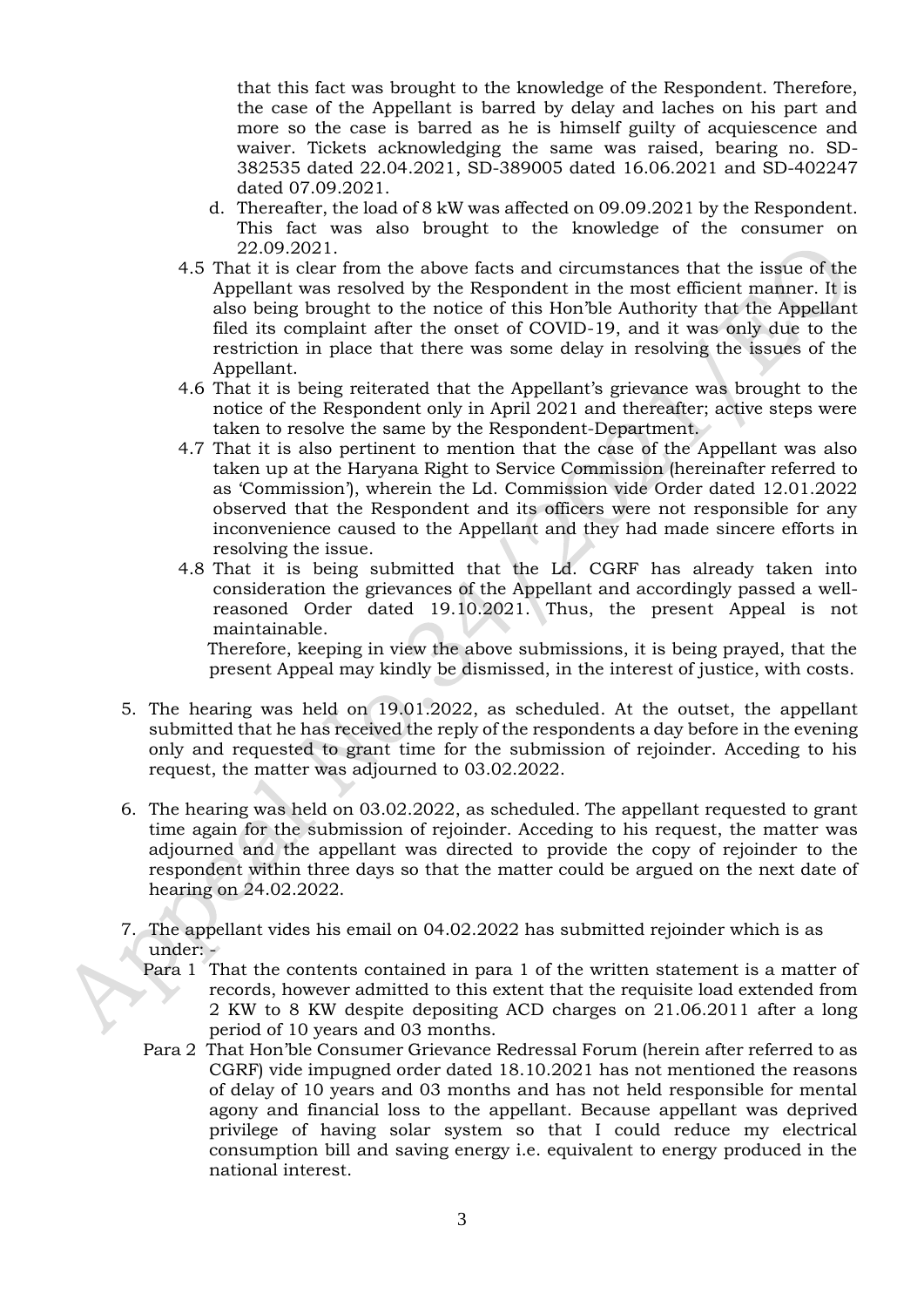that this fact was brought to the knowledge of the Respondent. Therefore, the case of the Appellant is barred by delay and laches on his part and more so the case is barred as he is himself guilty of acquiescence and waiver. Tickets acknowledging the same was raised, bearing no. SD-382535 dated 22.04.2021, SD-389005 dated 16.06.2021 and SD-402247 dated 07.09.2021.

d. Thereafter, the load of 8 kW was affected on 09.09.2021 by the Respondent. This fact was also brought to the knowledge of the consumer on 22.09.2021.

4.5 That it is clear from the above facts and circumstances that the issue of the Appellant was resolved by the Respondent in the most efficient manner. It is also being brought to the notice of this Hon'ble Authority that the Appellant filed its complaint after the onset of COVID-19, and it was only due to the restriction in place that there was some delay in resolving the issues of the Appellant.

4.6 That it is being reiterated that the Appellant's grievance was brought to the notice of the Respondent only in April 2021 and thereafter; active steps were taken to resolve the same by the Respondent-Department.

4.7 That it is also pertinent to mention that the case of the Appellant was also taken up at the Haryana Right to Service Commission (hereinafter referred to as 'Commission'), wherein the Ld. Commission vide Order dated 12.01.2022 observed that the Respondent and its officers were not responsible for any inconvenience caused to the Appellant and they had made sincere efforts in resolving the issue.

4.8 That it is being submitted that the Ld. CGRF has already taken into consideration the grievances of the Appellant and accordingly passed a well-reasoned Order dated 19.10.2021. Thus, the present Appeal is not maintainable.

Therefore, keeping in view the above submissions, it is being prayed, that the present Appeal may kindly be dismissed, in the interest of justice, with costs.

5. The hearing was held on 19.01.2022, as scheduled. At the outset, the appellant submitted that he has received the reply of the respondents a day before in the evening only and requested to grant time for the submission of rejoinder. Acceding to his request, the matter was adjourned to 03.02.2022.

6. The hearing was held on 03.02.2022, as scheduled. The appellant requested to grant time again for the submission of rejoinder. Acceding to his request, the matter was adjourned and the appellant was directed to provide the copy of rejoinder to the respondent within three days so that the matter could be argued on the next date of hearing on 24.02.2022.

7. The appellant vides his email on 04.02.2022 has submitted rejoinder which is as under: -

Para 1 That the contents contained in para 1 of the written statement is a matter of records, however admitted to this extent that the requisite load extended from 2 KW to 8 KW despite depositing ACD charges on 21.06.2011 after a long period of 10 years and 03 months.

Para 2 That Hon'ble Consumer Grievance Redressal Forum (herein after referred to as CGRF) vide impugned order dated 18.10.2021 has not mentioned the reasons of delay of 10 years and 03 months and has not held responsible for mental agony and financial loss to the appellant. Because appellant was deprived privilege of having solar system so that I could reduce my electrical consumption bill and saving energy i.e. equivalent to energy produced in the national interest.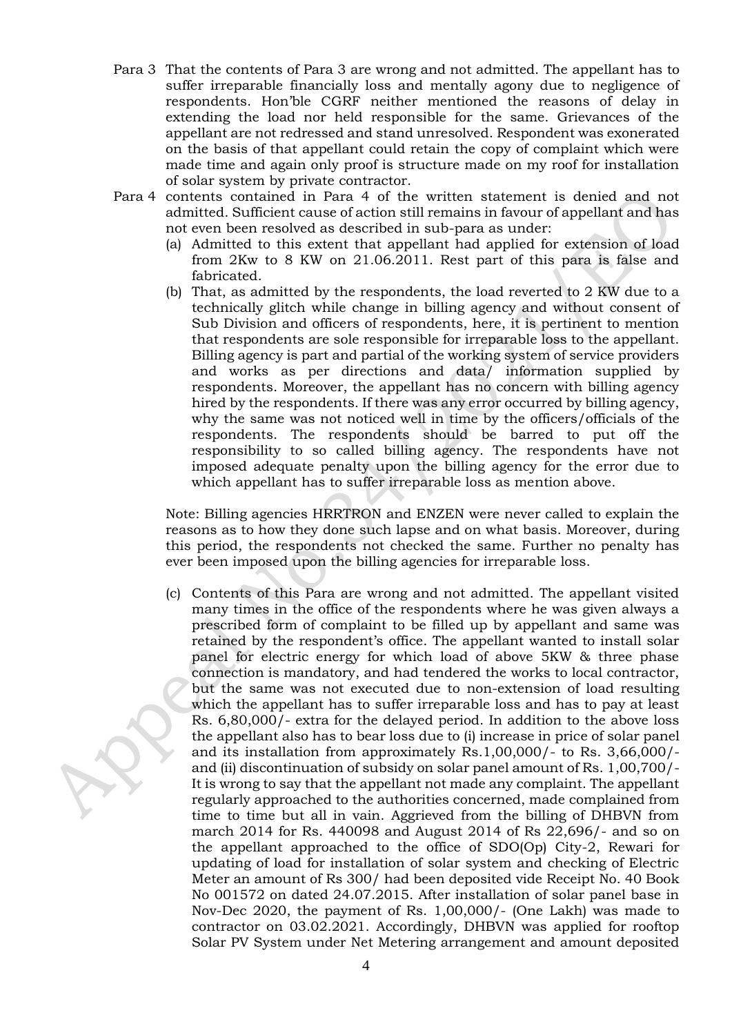Para 3 That the contents of Para 3 are wrong and not admitted. The appellant has to suffer irreparable financially loss and mentally agony due to negligence of respondents. Hon'ble CGRF neither mentioned the reasons of delay in extending the load nor held responsible for the same. Grievances of the appellant are not redressed and stand unresolved. Respondent was exonerated on the basis of that appellant could retain the copy of complaint which were made time and again only proof is structure made on my roof for installation of solar system by private contractor.

Para 4 contents contained in Para 4 of the written statement is denied and not admitted. Sufficient cause of action still remains in favour of appellant and has not even been resolved as described in sub-para as under:

(a) Admitted to this extent that appellant had applied for extension of load from 2Kw to 8 KW on 21.06.2011. Rest part of this para is false and fabricated.

(b) That, as admitted by the respondents, the load reverted to 2 KW due to a technically glitch while change in billing agency and without consent of Sub Division and officers of respondents, here, it is pertinent to mention that respondents are sole responsible for irreparable loss to the appellant. Billing agency is part and partial of the working system of service providers and works as per directions and data/ information supplied by respondents. Moreover, the appellant has no concern with billing agency hired by the respondents. If there was any error occurred by billing agency, why the same was not noticed well in time by the officers/officials of the respondents. The respondents should be barred to put off the responsibility to so called billing agency. The respondents have not imposed adequate penalty upon the billing agency for the error due to which appellant has to suffer irreparable loss as mention above.

Note: Billing agencies HRRTRON and ENZEN were never called to explain the reasons as to how they done such lapse and on what basis. Moreover, during this period, the respondents not checked the same. Further no penalty has ever been imposed upon the billing agencies for irreparable loss.

(c) Contents of this Para are wrong and not admitted. The appellant visited many times in the office of the respondents where he was given always a prescribed form of complaint to be filled up by appellant and same was retained by the respondent's office. The appellant wanted to install solar panel for electric energy for which load of above 5KW & three phase connection is mandatory, and had tendered the works to local contractor, but the same was not executed due to non-extension of load resulting which the appellant has to suffer irreparable loss and has to pay at least Rs. 6,80,000/- extra for the delayed period. In addition to the above loss the appellant also has to bear loss due to (i) increase in price of solar panel and its installation from approximately Rs.1,00,000/- to Rs. 3,66,000/- and (ii) discontinuation of subsidy on solar panel amount of Rs. 1,00,700/- It is wrong to say that the appellant not made any complaint. The appellant regularly approached to the authorities concerned, made complained from time to time but all in vain. Aggrieved from the billing of DHBVN from march 2014 for Rs. 440098 and August 2014 of Rs 22,696/- and so on the appellant approached to the office of SDO(Op) City-2, Rewari for updating of load for installation of solar system and checking of Electric Meter an amount of Rs 300/ had been deposited vide Receipt No. 40 Book No 001572 on dated 24.07.2015. After installation of solar panel base in Nov-Dec 2020, the payment of Rs. 1,00,000/- (One Lakh) was made to contractor on 03.02.2021. Accordingly, DHBVN was applied for rooftop Solar PV System under Net Metering arrangement and amount deposited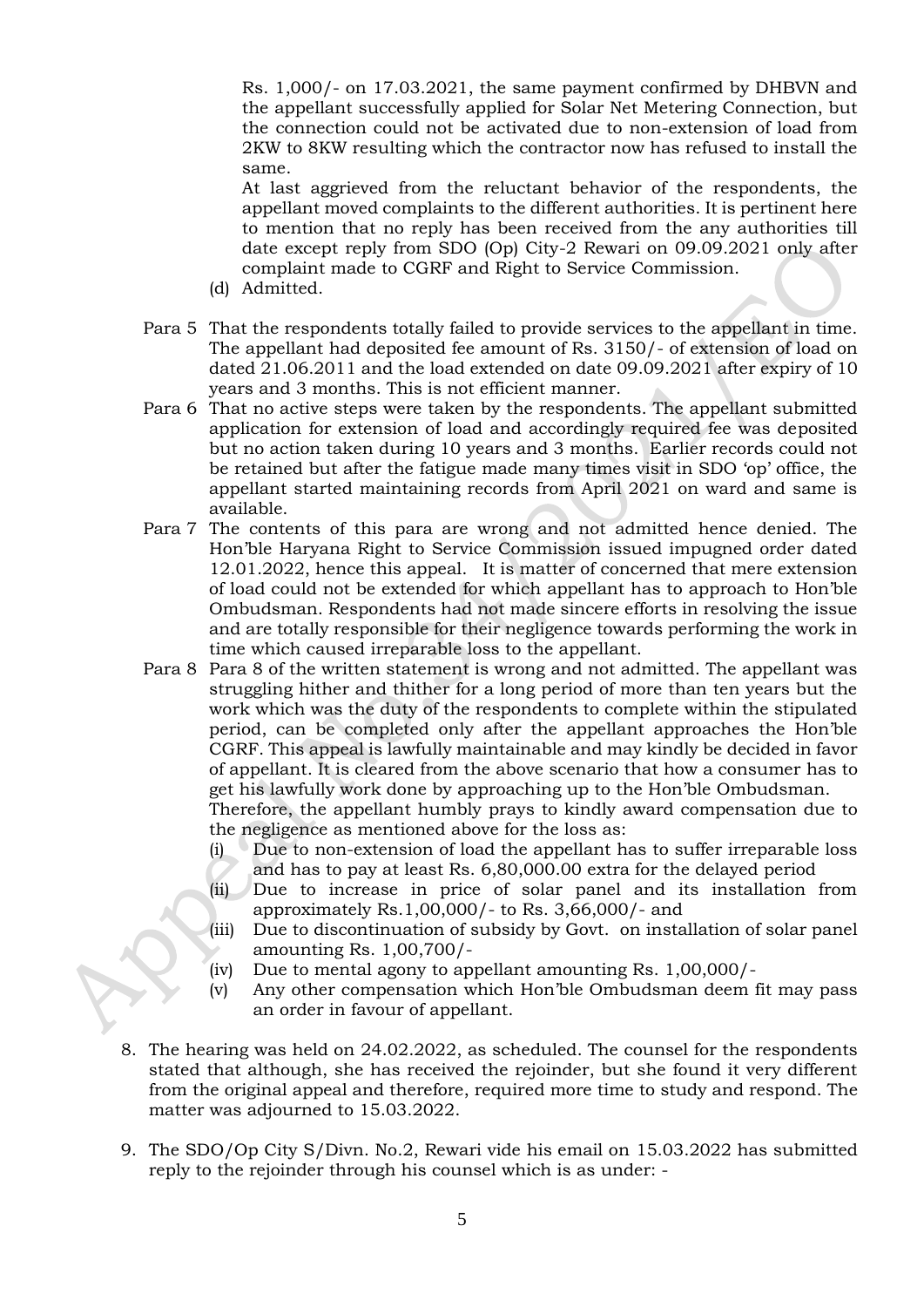Rs. 1,000/- on 17.03.2021, the same payment confirmed by DHBVN and the appellant successfully applied for Solar Net Metering Connection, but the connection could not be activated due to non-extension of load from 2KW to 8KW resulting which the contractor now has refused to install the same.

At last aggrieved from the reluctant behavior of the respondents, the appellant moved complaints to the different authorities. It is pertinent here to mention that no reply has been received from the any authorities till date except reply from SDO (Op) City-2 Rewari on 09.09.2021 only after complaint made to CGRF and Right to Service Commission.

(d) Admitted.

Para 5 That the respondents totally failed to provide services to the appellant in time. The appellant had deposited fee amount of Rs. 3150/- of extension of load on dated 21.06.2011 and the load extended on date 09.09.2021 after expiry of 10 years and 3 months. This is not efficient manner.

Para 6 That no active steps were taken by the respondents. The appellant submitted application for extension of load and accordingly required fee was deposited but no action taken during 10 years and 3 months. Earlier records could not be retained but after the fatigue made many times visit in SDO 'op' office, the appellant started maintaining records from April 2021 on ward and same is available.

Para 7 The contents of this para are wrong and not admitted hence denied. The Hon'ble Haryana Right to Service Commission issued impugned order dated 12.01.2022, hence this appeal. It is matter of concerned that mere extension of load could not be extended for which appellant has to approach to Hon'ble Ombudsman. Respondents had not made sincere efforts in resolving the issue and are totally responsible for their negligence towards performing the work in time which caused irreparable loss to the appellant.

Para 8 Para 8 of the written statement is wrong and not admitted. The appellant was struggling hither and thither for a long period of more than ten years but the work which was the duty of the respondents to complete within the stipulated period, can be completed only after the appellant approaches the Hon'ble CGRF. This appeal is lawfully maintainable and may kindly be decided in favor of appellant. It is cleared from the above scenario that how a consumer has to get his lawfully work done by approaching up to the Hon'ble Ombudsman.

Therefore, the appellant humbly prays to kindly award compensation due to the negligence as mentioned above for the loss as:

(i) Due to non-extension of load the appellant has to suffer irreparable loss and has to pay at least Rs. 6,80,000.00 extra for the delayed period
(ii) Due to increase in price of solar panel and its installation from approximately Rs.1,00,000/- to Rs. 3,66,000/- and
(iii) Due to discontinuation of subsidy by Govt. on installation of solar panel amounting Rs. 1,00,700/-
(iv) Due to mental agony to appellant amounting Rs. 1,00,000/-
(v) Any other compensation which Hon'ble Ombudsman deem fit may pass an order in favour of appellant.

8. The hearing was held on 24.02.2022, as scheduled. The counsel for the respondents stated that although, she has received the rejoinder, but she found it very different from the original appeal and therefore, required more time to study and respond. The matter was adjourned to 15.03.2022.

9. The SDO/Op City S/Divn. No.2, Rewari vide his email on 15.03.2022 has submitted reply to the rejoinder through his counsel which is as under: -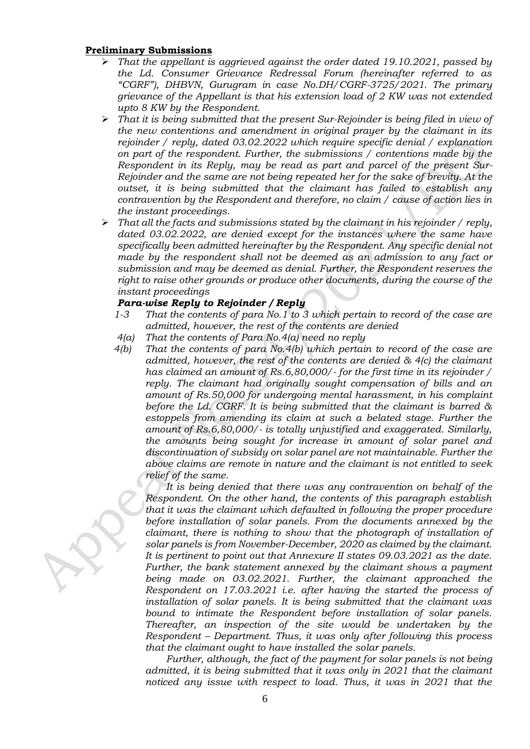**Preliminary Submissions**

- *That the appellant is aggrieved against the order dated 19.10.2021, passed by the Ld. Consumer Grievance Redressal Forum (hereinafter referred to as "CGRF"), DHBVN, Gurugram in case No.DH/CGRF-3725/2021. The primary grievance of the Appellant is that his extension load of 2 KW was not extended upto 8 KW by the Respondent.*
- *That it is being submitted that the present Sur-Rejoinder is being filed in view of the new contentions and amendment in original prayer by the claimant in its rejoinder / reply, dated 03.02.2022 which require specific denial / explanation on part of the respondent. Further, the submissions / contentions made by the Respondent in its Reply, may be read as part and parcel of the present Sur-Rejoinder and the same are not being repeated her for the sake of brevity. At the outset, it is being submitted that the claimant has failed to establish any contravention by the Respondent and therefore, no claim / cause of action lies in the instant proceedings.*
- *That all the facts and submissions stated by the claimant in his rejoinder / reply, dated 03.02.2022, are denied except for the instances where the same have specifically been admitted hereinafter by the Respondent. Any specific denial not made by the respondent shall not be deemed as an admission to any fact or submission and may be deemed as denial. Further, the Respondent reserves the right to raise other grounds or produce other documents, during the course of the instant proceedings*

***Para-wise Reply to Rejoinder / Reply***

*1-3 That the contents of para No.1 to 3 which pertain to record of the case are admitted, however, the rest of the contents are denied*

*4(a) That the contents of Para No.4(a) need no reply*

*4(b) That the contents of para No.4(b) which pertain to record of the case are admitted, however, the rest of the contents are denied & 4(c) the claimant has claimed an amount of Rs.6,80,000/- for the first time in its rejoinder / reply. The claimant had originally sought compensation of bills and an amount of Rs.50,000 for undergoing mental harassment, in his complaint before the Ld. CGRF. It is being submitted that the claimant is barred & estoppels from amending its claim at such a belated stage. Further the amount of Rs.6,80,000/- is totally unjustified and exaggerated. Similarly, the amounts being sought for increase in amount of solar panel and discontinuation of subsidy on solar panel are not maintainable. Further the above claims are remote in nature and the claimant is not entitled to seek relief of the same.*

*It is being denied that there was any contravention on behalf of the Respondent. On the other hand, the contents of this paragraph establish that it was the claimant which defaulted in following the proper procedure before installation of solar panels. From the documents annexed by the claimant, there is nothing to show that the photograph of installation of solar panels is from November-December, 2020 as claimed by the claimant. It is pertinent to point out that Annexure II states 09.03.2021 as the date. Further, the bank statement annexed by the claimant shows a payment being made on 03.02.2021. Further, the claimant approached the Respondent on 17.03.2021 i.e. after having the started the process of installation of solar panels. It is being submitted that the claimant was bound to intimate the Respondent before installation of solar panels. Thereafter, an inspection of the site would be undertaken by the Respondent – Department. Thus, it was only after following this process that the claimant ought to have installed the solar panels.*

*Further, although, the fact of the payment for solar panels is not being admitted, it is being submitted that it was only in 2021 that the claimant noticed any issue with respect to load. Thus, it was in 2021 that the*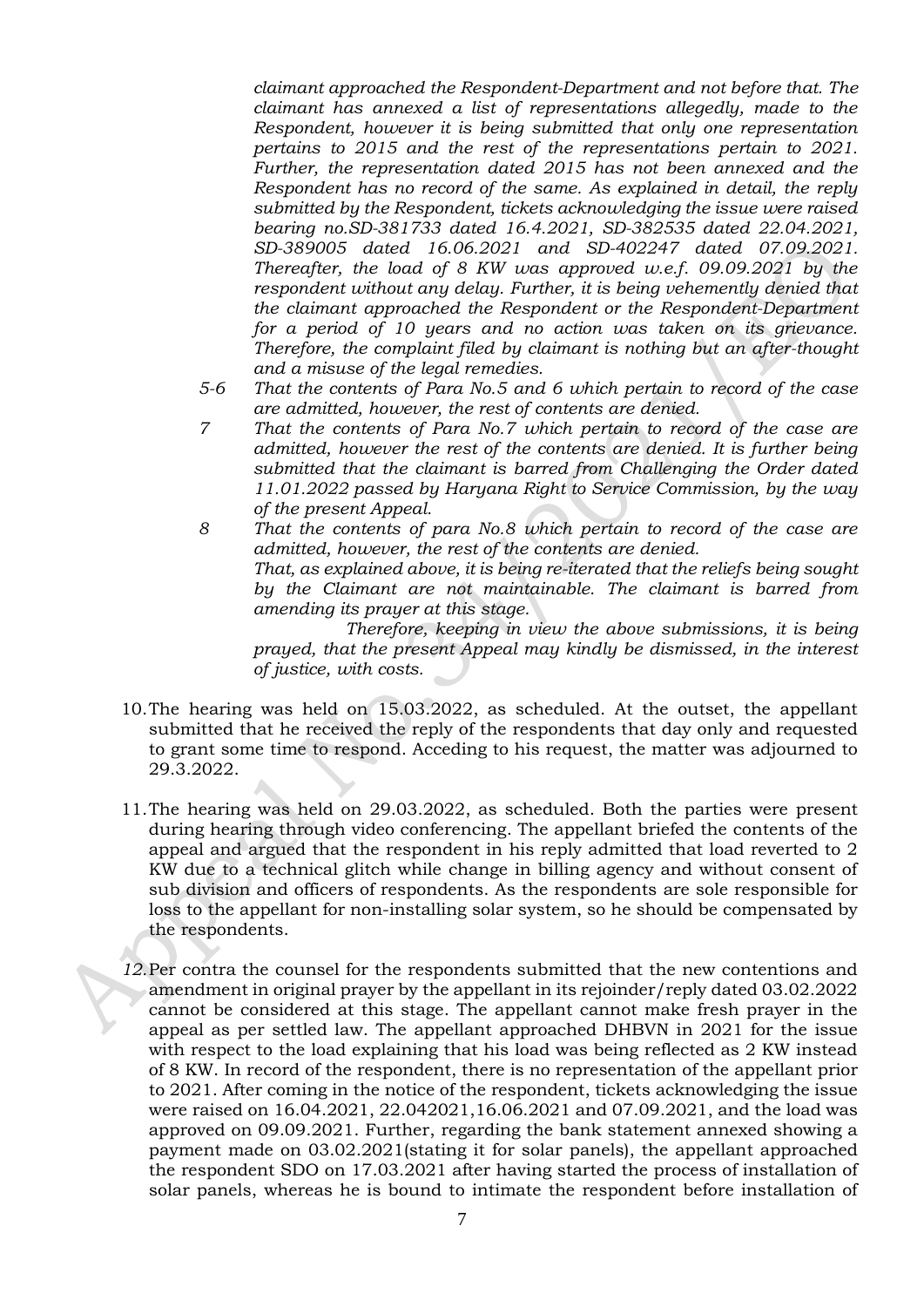*claimant approached the Respondent-Department and not before that. The claimant has annexed a list of representations allegedly, made to the Respondent, however it is being submitted that only one representation pertains to 2015 and the rest of the representations pertain to 2021. Further, the representation dated 2015 has not been annexed and the Respondent has no record of the same. As explained in detail, the reply submitted by the Respondent, tickets acknowledging the issue were raised bearing no.SD-381733 dated 16.4.2021, SD-382535 dated 22.04.2021, SD-389005 dated 16.06.2021 and SD-402247 dated 07.09.2021. Thereafter, the load of 8 KW was approved w.e.f. 09.09.2021 by the respondent without any delay. Further, it is being vehemently denied that the claimant approached the Respondent or the Respondent-Department for a period of 10 years and no action was taken on its grievance. Therefore, the complaint filed by claimant is nothing but an after-thought and a misuse of the legal remedies.*

*5-6 That the contents of Para No.5 and 6 which pertain to record of the case are admitted, however, the rest of contents are denied.*

*7 That the contents of Para No.7 which pertain to record of the case are admitted, however the rest of the contents are denied. It is further being submitted that the claimant is barred from Challenging the Order dated 11.01.2022 passed by Haryana Right to Service Commission, by the way of the present Appeal.*

*8 That the contents of para No.8 which pertain to record of the case are admitted, however, the rest of the contents are denied.*
*That, as explained above, it is being re-iterated that the reliefs being sought by the Claimant are not maintainable. The claimant is barred from amending its prayer at this stage.*

*Therefore, keeping in view the above submissions, it is being prayed, that the present Appeal may kindly be dismissed, in the interest of justice, with costs.*

10. The hearing was held on 15.03.2022, as scheduled. At the outset, the appellant submitted that he received the reply of the respondents that day only and requested to grant some time to respond. Acceding to his request, the matter was adjourned to 29.3.2022.

11. The hearing was held on 29.03.2022, as scheduled. Both the parties were present during hearing through video conferencing. The appellant briefed the contents of the appeal and argued that the respondent in his reply admitted that load reverted to 2 KW due to a technical glitch while change in billing agency and without consent of sub division and officers of respondents. As the respondents are sole responsible for loss to the appellant for non-installing solar system, so he should be compensated by the respondents.

*12.* Per contra the counsel for the respondents submitted that the new contentions and amendment in original prayer by the appellant in its rejoinder/reply dated 03.02.2022 cannot be considered at this stage. The appellant cannot make fresh prayer in the appeal as per settled law. The appellant approached DHBVN in 2021 for the issue with respect to the load explaining that his load was being reflected as 2 KW instead of 8 KW. In record of the respondent, there is no representation of the appellant prior to 2021. After coming in the notice of the respondent, tickets acknowledging the issue were raised on 16.04.2021, 22.042021,16.06.2021 and 07.09.2021, and the load was approved on 09.09.2021. Further, regarding the bank statement annexed showing a payment made on 03.02.2021(stating it for solar panels), the appellant approached the respondent SDO on 17.03.2021 after having started the process of installation of solar panels, whereas he is bound to intimate the respondent before installation of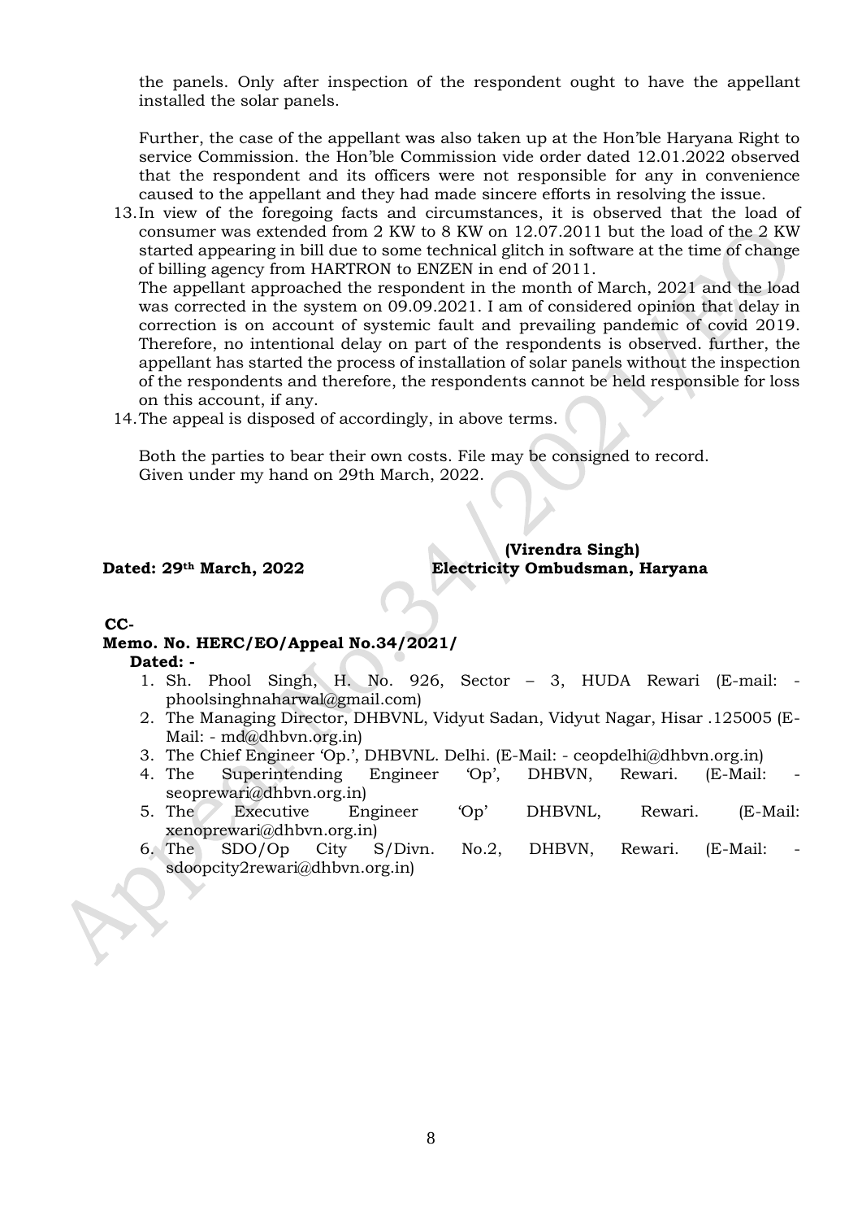the panels. Only after inspection of the respondent ought to have the appellant installed the solar panels.

Further, the case of the appellant was also taken up at the Hon'ble Haryana Right to service Commission. the Hon'ble Commission vide order dated 12.01.2022 observed that the respondent and its officers were not responsible for any in convenience caused to the appellant and they had made sincere efforts in resolving the issue.

13. In view of the foregoing facts and circumstances, it is observed that the load of consumer was extended from 2 KW to 8 KW on 12.07.2011 but the load of the 2 KW started appearing in bill due to some technical glitch in software at the time of change of billing agency from HARTRON to ENZEN in end of 2011.

    The appellant approached the respondent in the month of March, 2021 and the load was corrected in the system on 09.09.2021. I am of considered opinion that delay in correction is on account of systemic fault and prevailing pandemic of covid 2019. Therefore, no intentional delay on part of the respondents is observed. further, the appellant has started the process of installation of solar panels without the inspection of the respondents and therefore, the respondents cannot be held responsible for loss on this account, if any.

14. The appeal is disposed of accordingly, in above terms.

Both the parties to bear their own costs. File may be consigned to record.
Given under my hand on 29th March, 2022.

**(Virendra Singh)**
**Electricity Ombudsman, Haryana**

**Dated: 29th March, 2022**

**CC-**

**Memo. No. HERC/EO/Appeal No.34/2021/**
**Dated: -**

1. Sh. Phool Singh, H. No. 926, Sector – 3, HUDA Rewari (E-mail: - phoolsinghnaharwal@gmail.com)
2. The Managing Director, DHBVNL, Vidyut Sadan, Vidyut Nagar, Hisar .125005 (E-Mail: - md@dhbvn.org.in)
3. The Chief Engineer 'Op.', DHBVNL. Delhi. (E-Mail: - ceopdelhi@dhbvn.org.in)
4. The Superintending Engineer 'Op', DHBVN, Rewari. (E-Mail: - seoprewari@dhbvn.org.in)
5. The Executive Engineer 'Op' DHBVNL, Rewari. (E-Mail: xenoprewari@dhbvn.org.in)
6. The SDO/Op City S/Divn. No.2, DHBVN, Rewari. (E-Mail: - sdoopcity2rewari@dhbvn.org.in)